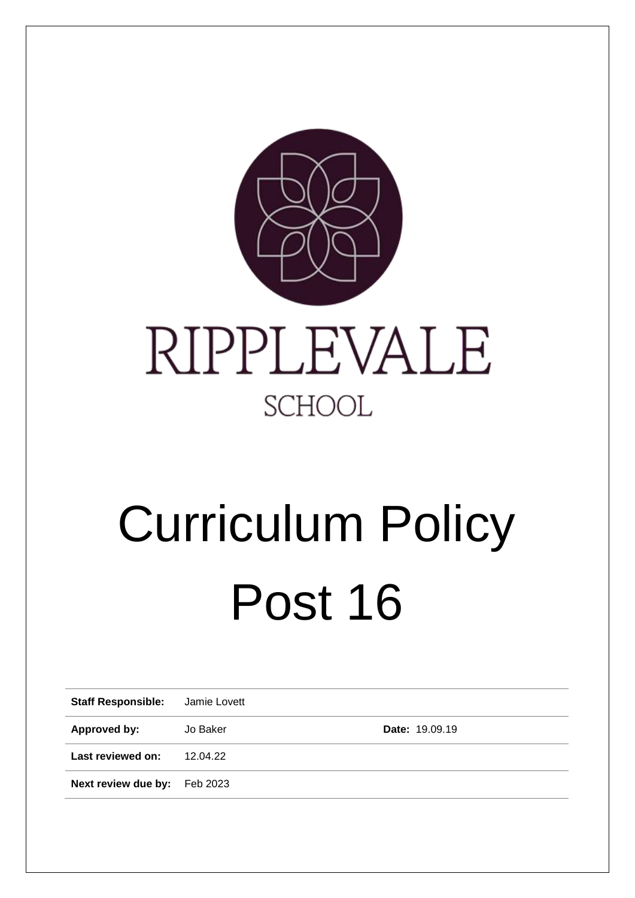RIPPLEVALE

SCHOOL

# Curriculum Policy

# Post 16

| Staff Responsible: | Jamie Lovett | |
|---|---|---|
| **Approved by:** | Jo Baker | **Date:** 19.09.19 |
| **Last reviewed on:** | 12.04.22 | |
| **Next review due by:** | Feb 2023 | |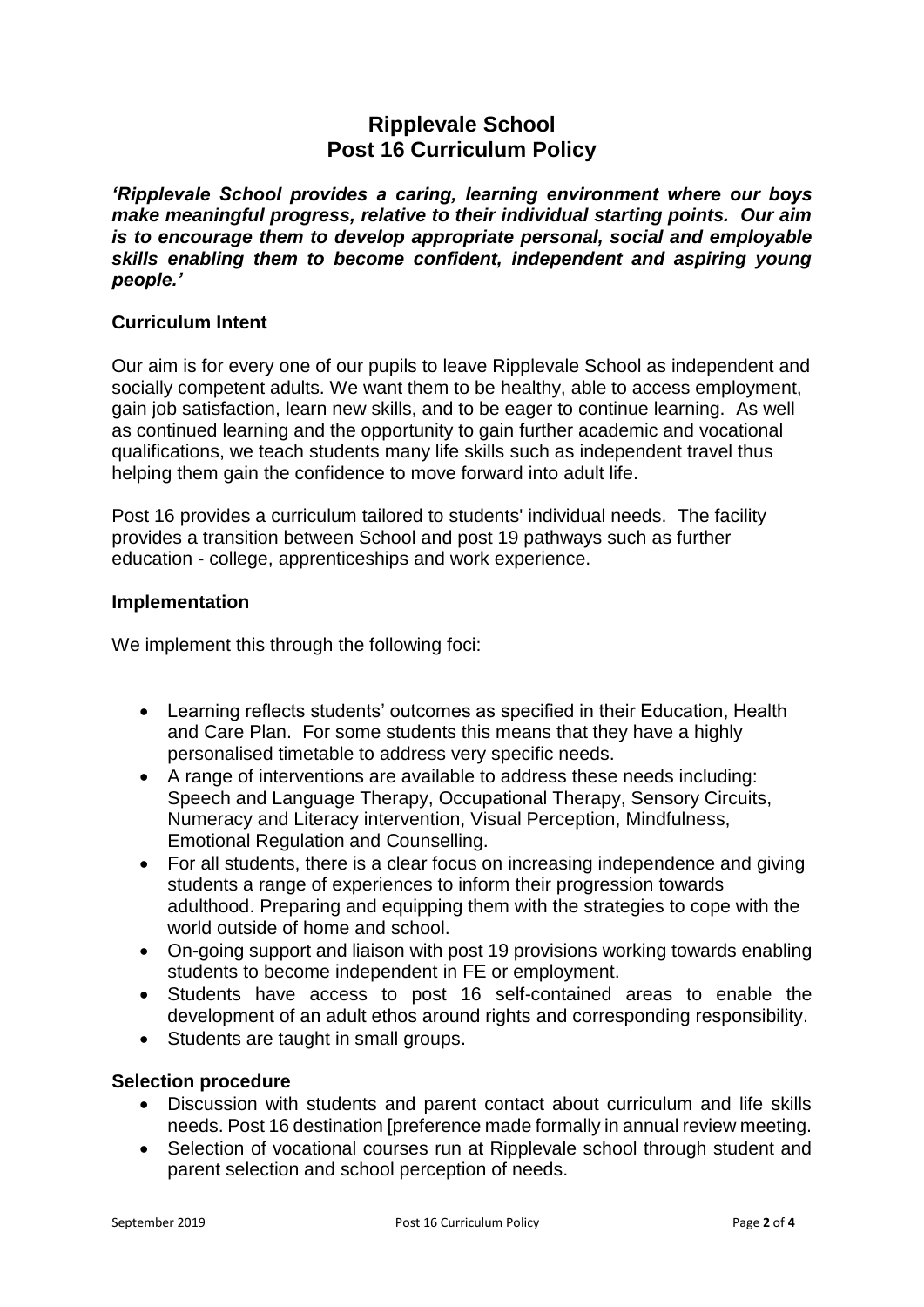# Ripplevale School
# Post 16 Curriculum Policy

***'Ripplevale School provides a caring, learning environment where our boys make meaningful progress, relative to their individual starting points. Our aim is to encourage them to develop appropriate personal, social and employable skills enabling them to become confident, independent and aspiring young people.'***

## Curriculum Intent

Our aim is for every one of our pupils to leave Ripplevale School as independent and socially competent adults. We want them to be healthy, able to access employment, gain job satisfaction, learn new skills, and to be eager to continue learning. As well as continued learning and the opportunity to gain further academic and vocational qualifications, we teach students many life skills such as independent travel thus helping them gain the confidence to move forward into adult life.

Post 16 provides a curriculum tailored to students' individual needs. The facility provides a transition between School and post 19 pathways such as further education - college, apprenticeships and work experience.

## Implementation

We implement this through the following foci:

- Learning reflects students' outcomes as specified in their Education, Health and Care Plan. For some students this means that they have a highly personalised timetable to address very specific needs.
- A range of interventions are available to address these needs including: Speech and Language Therapy, Occupational Therapy, Sensory Circuits, Numeracy and Literacy intervention, Visual Perception, Mindfulness, Emotional Regulation and Counselling.
- For all students, there is a clear focus on increasing independence and giving students a range of experiences to inform their progression towards adulthood. Preparing and equipping them with the strategies to cope with the world outside of home and school.
- On-going support and liaison with post 19 provisions working towards enabling students to become independent in FE or employment.
- Students have access to post 16 self-contained areas to enable the development of an adult ethos around rights and corresponding responsibility.
- Students are taught in small groups.

## Selection procedure

- Discussion with students and parent contact about curriculum and life skills needs. Post 16 destination [preference made formally in annual review meeting.
- Selection of vocational courses run at Ripplevale school through student and parent selection and school perception of needs.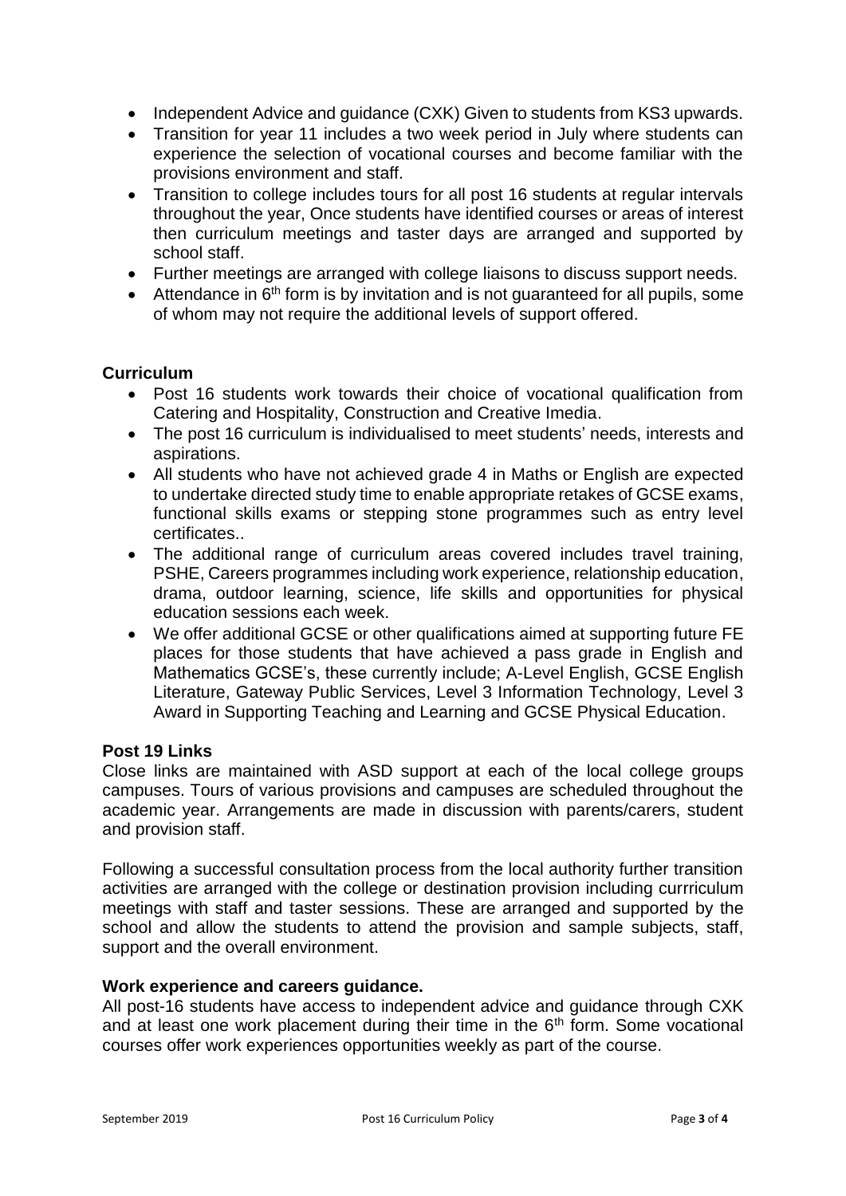- Independent Advice and guidance (CXK) Given to students from KS3 upwards.
- Transition for year 11 includes a two week period in July where students can experience the selection of vocational courses and become familiar with the provisions environment and staff.
- Transition to college includes tours for all post 16 students at regular intervals throughout the year, Once students have identified courses or areas of interest then curriculum meetings and taster days are arranged and supported by school staff.
- Further meetings are arranged with college liaisons to discuss support needs.
- Attendance in 6th form is by invitation and is not guaranteed for all pupils, some of whom may not require the additional levels of support offered.

**Curriculum**

- Post 16 students work towards their choice of vocational qualification from Catering and Hospitality, Construction and Creative Imedia.
- The post 16 curriculum is individualised to meet students' needs, interests and aspirations.
- All students who have not achieved grade 4 in Maths or English are expected to undertake directed study time to enable appropriate retakes of GCSE exams, functional skills exams or stepping stone programmes such as entry level certificates..
- The additional range of curriculum areas covered includes travel training, PSHE, Careers programmes including work experience, relationship education, drama, outdoor learning, science, life skills and opportunities for physical education sessions each week.
- We offer additional GCSE or other qualifications aimed at supporting future FE places for those students that have achieved a pass grade in English and Mathematics GCSE's, these currently include; A-Level English, GCSE English Literature, Gateway Public Services, Level 3 Information Technology, Level 3 Award in Supporting Teaching and Learning and GCSE Physical Education.

**Post 19 Links**

Close links are maintained with ASD support at each of the local college groups campuses. Tours of various provisions and campuses are scheduled throughout the academic year. Arrangements are made in discussion with parents/carers, student and provision staff.

Following a successful consultation process from the local authority further transition activities are arranged with the college or destination provision including currrriculum meetings with staff and taster sessions. These are arranged and supported by the school and allow the students to attend the provision and sample subjects, staff, support and the overall environment.

**Work experience and careers guidance.**

All post-16 students have access to independent advice and guidance through CXK and at least one work placement during their time in the 6th form. Some vocational courses offer work experiences opportunities weekly as part of the course.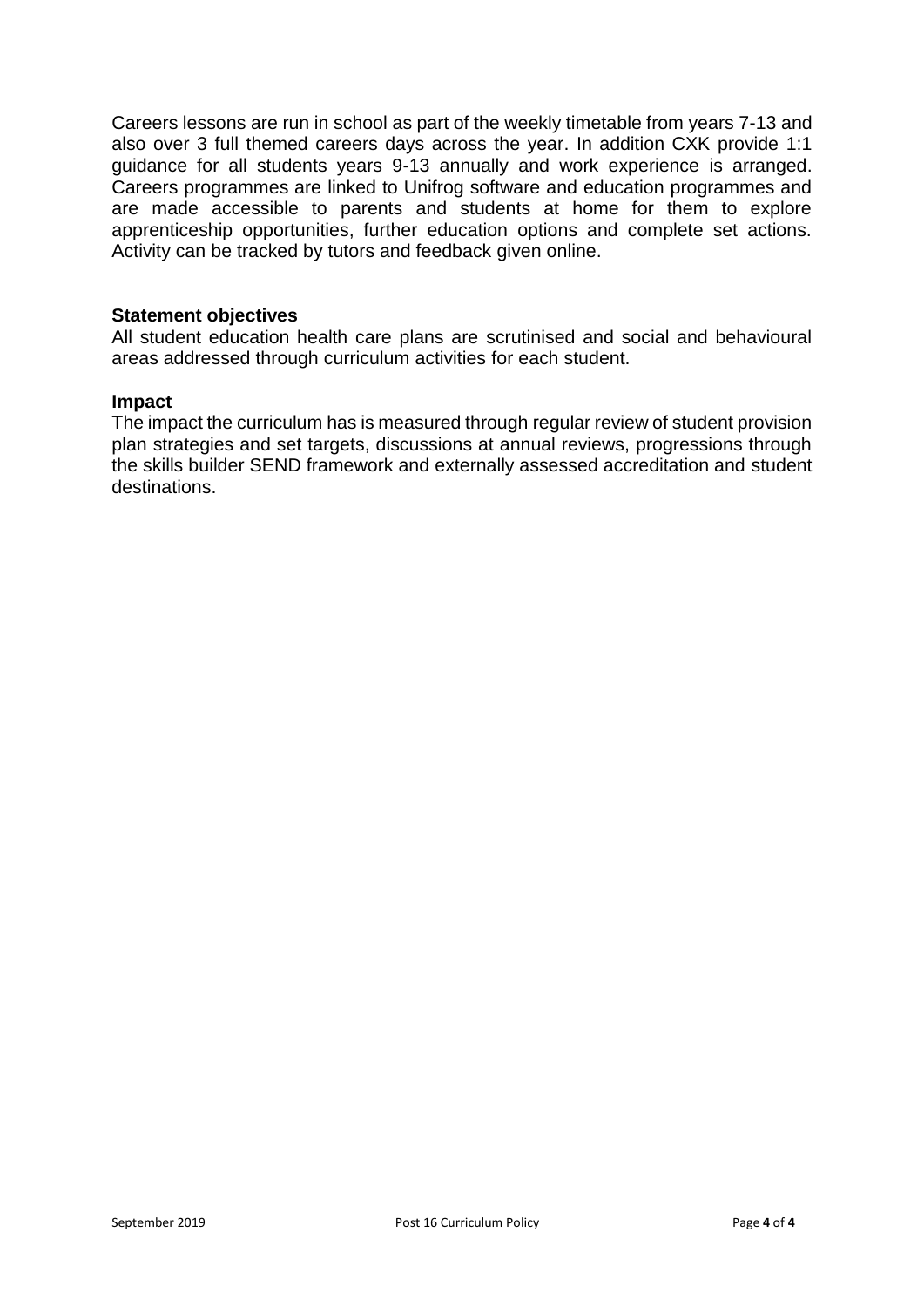Careers lessons are run in school as part of the weekly timetable from years 7-13 and also over 3 full themed careers days across the year. In addition CXK provide 1:1 guidance for all students years 9-13 annually and work experience is arranged. Careers programmes are linked to Unifrog software and education programmes and are made accessible to parents and students at home for them to explore apprenticeship opportunities, further education options and complete set actions. Activity can be tracked by tutors and feedback given online.

**Statement objectives**

All student education health care plans are scrutinised and social and behavioural areas addressed through curriculum activities for each student.

**Impact**

The impact the curriculum has is measured through regular review of student provision plan strategies and set targets, discussions at annual reviews, progressions through the skills builder SEND framework and externally assessed accreditation and student destinations.